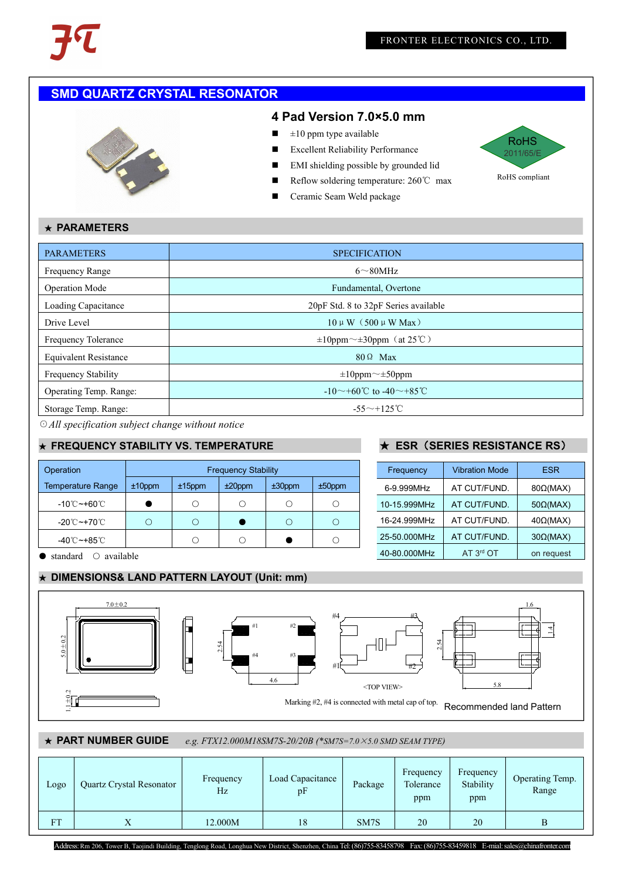FRONTER ELECTRONICS CO., LTD.

# SMD QUARTZ CRYSTAL RESONATOR

## 4 Pad Version 7.0×5.0 mm

- ±10 ppm type available
- Excellent Reliability Performance
- EMI shielding possible by grounded lid
- Reflow soldering temperature: 260℃ max
- Ceramic Seam Weld package

RoHS 2011/65/E

RoHS compliant

## ★ PARAMETERS

| PARAMETERS | SPECIFICATION |
|---|---|
| Frequency Range | 6～80MHz |
| Operation Mode | Fundamental, Overtone |
| Loading Capacitance | 20pF Std. 8 to 32pF Series available |
| Drive Level | 10μW（500μW Max） |
| Frequency Tolerance | ±10ppm～±30ppm（at 25℃） |
| Equivalent Resistance | 80Ω Max |
| Frequency Stability | ±10ppm～±50ppm |
| Operating Temp. Range: | -10～+60℃ to -40～+85℃ |
| Storage Temp. Range: | -55～+125℃ |

⊙*All specification subject change without notice*

## ★ FREQUENCY STABILITY VS. TEMPERATURE

| Operation Temperature Range | Frequency Stability | | | | |
|---|---|---|---|---|---|
| | ±10ppm | ±15ppm | ±20ppm | ±30ppm | ±50ppm |
| -10℃~+60℃ | ● | ○ | ○ | ○ | ○ |
| -20℃~+70℃ | ○ | ○ | ● | ○ | ○ |
| -40℃~+85℃ | | ○ | ○ | ● | ○ |

● standard ○ available

## ★ ESR（SERIES RESISTANCE RS）

| Frequency | Vibration Mode | ESR |
|---|---|---|
| 6-9.999MHz | AT CUT/FUND. | 80Ω(MAX) |
| 10-15.999MHz | AT CUT/FUND. | 50Ω(MAX) |
| 16-24.999MHz | AT CUT/FUND. | 40Ω(MAX) |
| 25-50.000MHz | AT CUT/FUND. | 30Ω(MAX) |
| 40-80.000MHz | AT 3rd OT | on request |

## ★ DIMENSIONS& LAND PATTERN LAYOUT (Unit: mm)

7.0±0.2, 5.0±0.2, 1.1±0.2, 2.54, 4.6, #1, #2, #3, #4, 1.6, 1.4, 5.8

<TOP VIEW>

Marking #2, #4 is connected with metal cap of top.

Recommended land Pattern

## ★ PART NUMBER GUIDE

*e.g. FTX12.000M18SM7S-20/20B (*SM7S=7.0×5.0 SMD SEAM TYPE)*

| Logo | Quartz Crystal Resonator | Frequency Hz | Load Capacitance pF | Package | Frequency Tolerance ppm | Frequency Stability ppm | Operating Temp. Range |
|---|---|---|---|---|---|---|---|
| FT | X | 12.000M | 18 | SM7S | 20 | 20 | B |

Address: Rm 206, Tower B, Taojindi Building, Tenglong Road, Longhua New District, Shenzhen, China Tel: (86)755-83458798 Fax: (86)755-83459818 E-mial: sales@chinafronter.com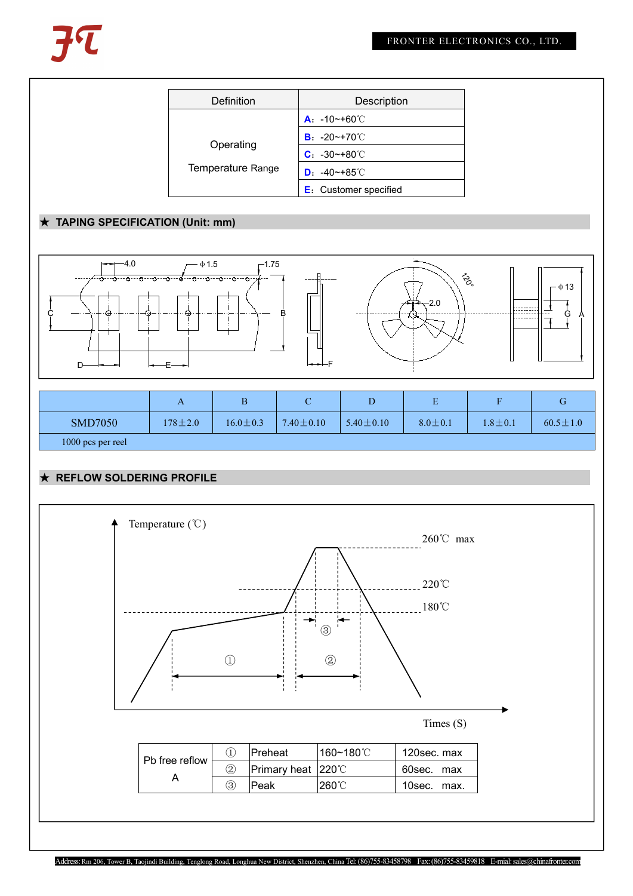| Definition | Description |
|---|---|
| Operating Temperature Range | A：-10~+60℃ |
| | B：-20~+70℃ |
| | C：-30~+80℃ |
| | D：-40~+85℃ |
| | E：Customer specified |

## ★ TAPING SPECIFICATION (Unit: mm)

4.0
ϕ1.5
1.75
C
B
D
E
F
120°
2.0
ϕ13
G
A

| | A | B | C | D | E | F | G |
|---|---|---|---|---|---|---|---|
| SMD7050 | 178±2.0 | 16.0±0.3 | 7.40±0.10 | 5.40±0.10 | 8.0±0.1 | 1.8±0.1 | 60.5±1.0 |
| 1000 pcs per reel | | | | | | | |

## ★ REFLOW SOLDERING PROFILE

Temperature (℃)
260℃ max
220℃
180℃
①
②
③
Times (S)

| | | | | |
|---|---|---|---|---|
| Pb free reflow A | ① | Preheat | 160~180℃ | 120sec. max |
| | ② | Primary heat | 220℃ | 60sec. max |
| | ③ | Peak | 260℃ | 10sec. max. |